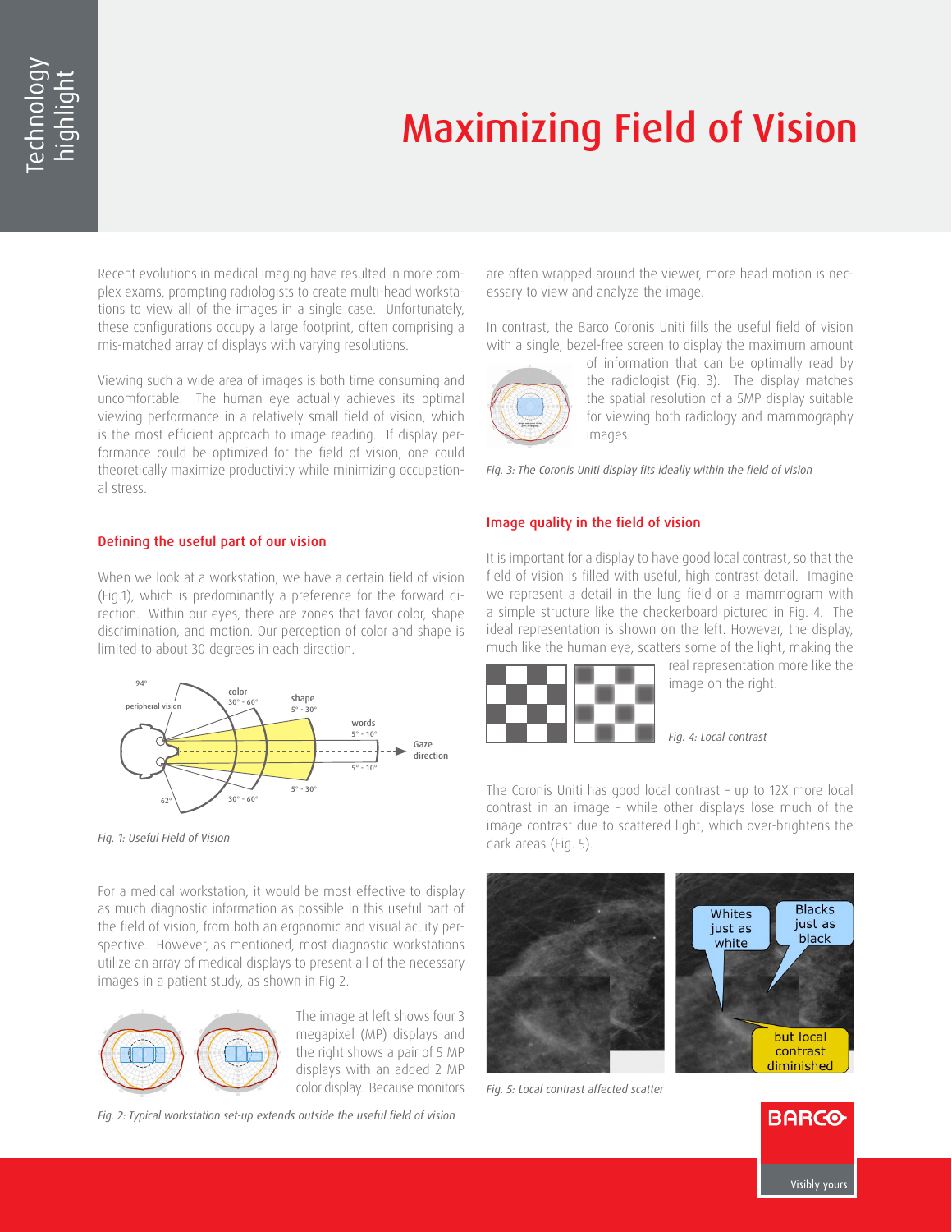# Maximizing Field of Vision

Recent evolutions in medical imaging have resulted in more complex exams, prompting radiologists to create multi-head workstations to view all of the images in a single case. Unfortunately, these configurations occupy a large footprint, often comprising a mis-matched array of displays with varying resolutions.

Viewing such a wide area of images is both time consuming and uncomfortable. The human eye actually achieves its optimal viewing performance in a relatively small field of vision, which is the most efficient approach to image reading. If display performance could be optimized for the field of vision, one could theoretically maximize productivity while minimizing occupational stress.

## Defining the useful part of our vision

When we look at a workstation, we have a certain field of vision (Fig.1), which is predominantly a preference for the forward direction. Within our eyes, there are zones that favor color, shape discrimination, and motion. Our perception of color and shape is limited to about 30 degrees in each direction.

*Fig. 1: Useful Field of Vision*

For a medical workstation, it would be most effective to display as much diagnostic information as possible in this useful part of the field of vision, from both an ergonomic and visual acuity perspective. However, as mentioned, most diagnostic workstations utilize an array of medical displays to present all of the necessary images in a patient study, as shown in Fig 2.

The image at left shows four 3 megapixel (MP) displays and the right shows a pair of 5 MP displays with an added 2 MP color display. Because monitors are often wrapped around the viewer, more head motion is necessary to view and analyze the image.

*Fig. 2: Typical workstation set-up extends outside the useful field of vision*

In contrast, the Barco Coronis Uniti fills the useful field of vision with a single, bezel-free screen to display the maximum amount of information that can be optimally read by the radiologist (Fig. 3). The display matches the spatial resolution of a 5MP display suitable for viewing both radiology and mammography images.

*Fig. 3: The Coronis Uniti display fits ideally within the field of vision*

## Image quality in the field of vision

It is important for a display to have good local contrast, so that the field of vision is filled with useful, high contrast detail. Imagine we represent a detail in the lung field or a mammogram with a simple structure like the checkerboard pictured in Fig. 4. The ideal representation is shown on the left. However, the display, much like the human eye, scatters some of the light, making the real representation more like the image on the right.

*Fig. 4: Local contrast*

The Coronis Uniti has good local contrast – up to 12X more local contrast in an image – while other displays lose much of the image contrast due to scattered light, which over-brightens the dark areas (Fig. 5).

*Fig. 5: Local contrast affected scatter*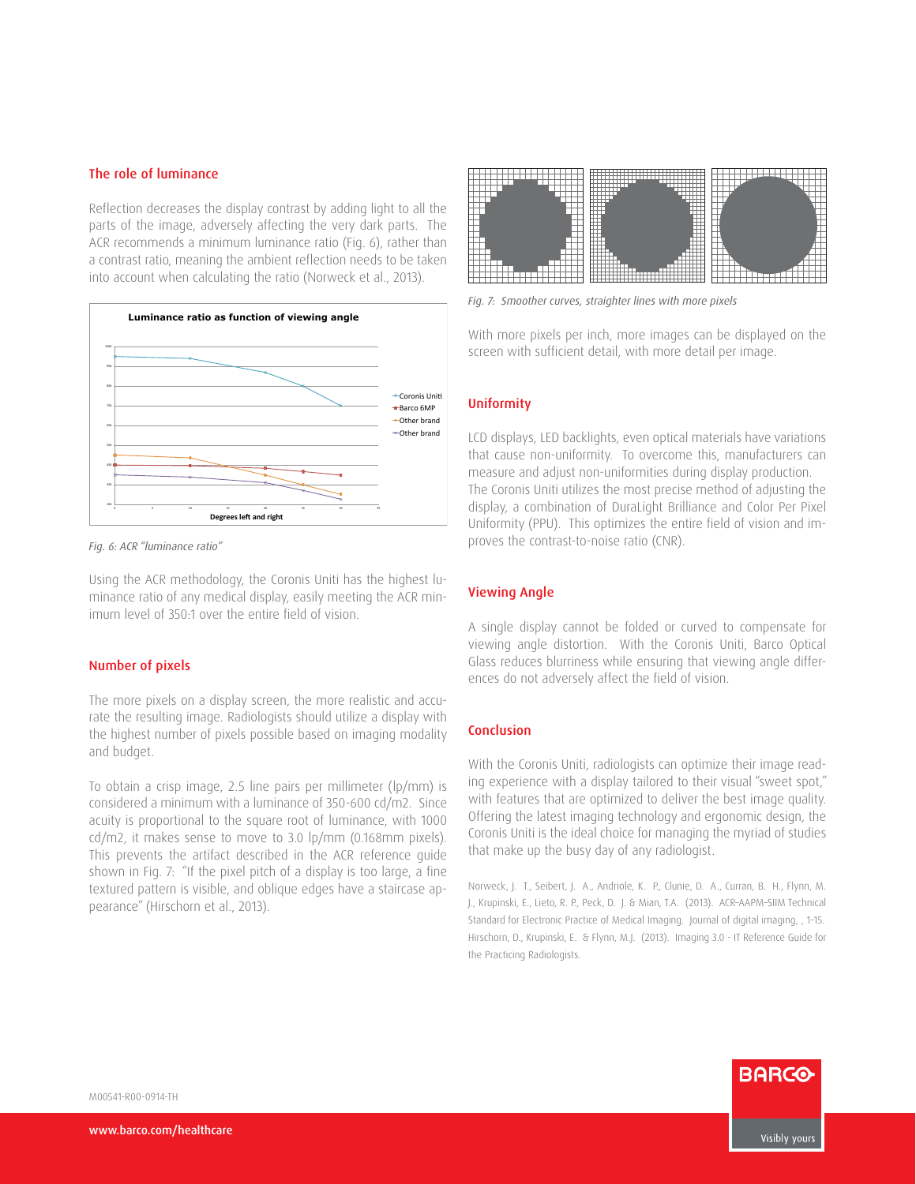## The role of luminance

Reflection decreases the display contrast by adding light to all the parts of the image, adversely affecting the very dark parts. The ACR recommends a minimum luminance ratio (Fig. 6), rather than a contrast ratio, meaning the ambient reflection needs to be taken into account when calculating the ratio (Norweck et al., 2013).

**Luminance ratio as function of viewing angle**

1000
900
800
700
600
500
400
300
200

0 5 10 15 20 25 30 35

Degrees left and right

Coronis Uniti
Barco 6MP
Other brand
Other brand

*Fig. 6: ACR "luminance ratio"*

Using the ACR methodology, the Coronis Uniti has the highest luminance ratio of any medical display, easily meeting the ACR minimum level of 350:1 over the entire field of vision.

## Number of pixels

The more pixels on a display screen, the more realistic and accurate the resulting image. Radiologists should utilize a display with the highest number of pixels possible based on imaging modality and budget.

To obtain a crisp image, 2.5 line pairs per millimeter (lp/mm) is considered a minimum with a luminance of 350-600 cd/m2. Since acuity is proportional to the square root of luminance, with 1000 cd/m2, it makes sense to move to 3.0 lp/mm (0.168mm pixels). This prevents the artifact described in the ACR reference guide shown in Fig. 7: "If the pixel pitch of a display is too large, a fine textured pattern is visible, and oblique edges have a staircase appearance" (Hirschorn et al., 2013).

*Fig. 7: Smoother curves, straighter lines with more pixels*

With more pixels per inch, more images can be displayed on the screen with sufficient detail, with more detail per image.

## Uniformity

LCD displays, LED backlights, even optical materials have variations that cause non-uniformity. To overcome this, manufacturers can measure and adjust non-uniformities during display production. The Coronis Uniti utilizes the most precise method of adjusting the display, a combination of DuraLight Brilliance and Color Per Pixel Uniformity (PPU). This optimizes the entire field of vision and improves the contrast-to-noise ratio (CNR).

## Viewing Angle

A single display cannot be folded or curved to compensate for viewing angle distortion. With the Coronis Uniti, Barco Optical Glass reduces blurriness while ensuring that viewing angle differences do not adversely affect the field of vision.

## Conclusion

With the Coronis Uniti, radiologists can optimize their image reading experience with a display tailored to their visual "sweet spot," with features that are optimized to deliver the best image quality. Offering the latest imaging technology and ergonomic design, the Coronis Uniti is the ideal choice for managing the myriad of studies that make up the busy day of any radiologist.

Norweck, J. T., Seibert, J. A., Andriole, K. P., Clunie, D. A., Curran, B. H., Flynn, M. J., Krupinski, E., Lieto, R. P., Peck, D. J. & Mian, T.A. (2013). ACR–AAPM–SIIM Technical Standard for Electronic Practice of Medical Imaging. Journal of digital imaging, , 1-15.
Hirschorn, D., Krupinski, E. & Flynn, M.J. (2013). Imaging 3.0 - IT Reference Guide for the Practicing Radiologists.

M00541-R00-0914-TH

www.barco.com/healthcare

BARCO
Visibly yours